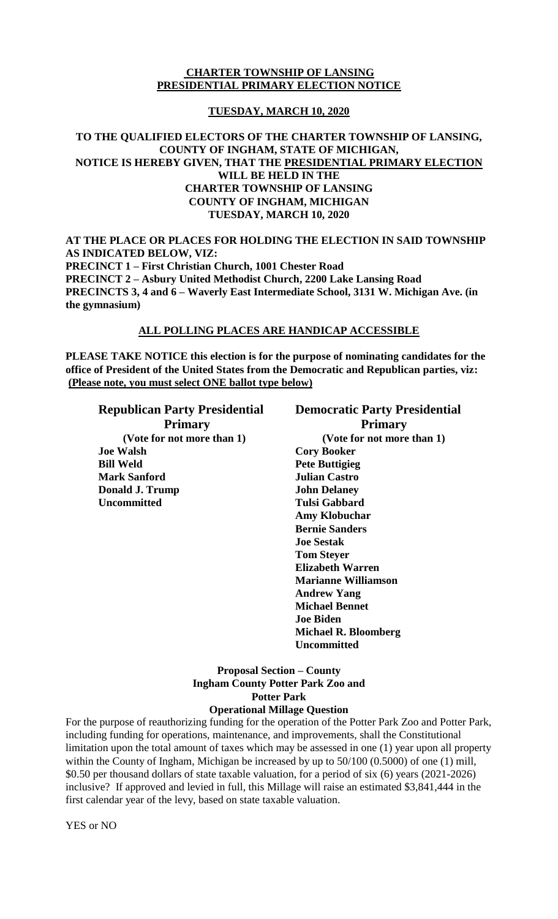**CHARTER TOWNSHIP OF LANSING**
**PRESIDENTIAL PRIMARY ELECTION NOTICE**

**TUESDAY, MARCH 10, 2020**

**TO THE QUALIFIED ELECTORS OF THE CHARTER TOWNSHIP OF LANSING, COUNTY OF INGHAM, STATE OF MICHIGAN, NOTICE IS HEREBY GIVEN, THAT THE PRESIDENTIAL PRIMARY ELECTION WILL BE HELD IN THE CHARTER TOWNSHIP OF LANSING COUNTY OF INGHAM, MICHIGAN TUESDAY, MARCH 10, 2020**

**AT THE PLACE OR PLACES FOR HOLDING THE ELECTION IN SAID TOWNSHIP AS INDICATED BELOW, VIZ:**
**PRECINCT 1 – First Christian Church, 1001 Chester Road**
**PRECINCT 2 – Asbury United Methodist Church, 2200 Lake Lansing Road**
**PRECINCTS 3, 4 and 6 – Waverly East Intermediate School, 3131 W. Michigan Ave. (in the gymnasium)**

**ALL POLLING PLACES ARE HANDICAP ACCESSIBLE**

**PLEASE TAKE NOTICE this election is for the purpose of nominating candidates for the office of President of the United States from the Democratic and Republican parties, viz: (Please note, you must select ONE ballot type below)**

**Republican Party Presidential Primary**
**(Vote for not more than 1)**
**Joe Walsh**
**Bill Weld**
**Mark Sanford**
**Donald J. Trump**
**Uncommitted**

**Democratic Party Presidential Primary**
**(Vote for not more than 1)**
**Cory Booker**
**Pete Buttigieg**
**Julian Castro**
**John Delaney**
**Tulsi Gabbard**
**Amy Klobuchar**
**Bernie Sanders**
**Joe Sestak**
**Tom Steyer**
**Elizabeth Warren**
**Marianne Williamson**
**Andrew Yang**
**Michael Bennet**
**Joe Biden**
**Michael R. Bloomberg**
**Uncommitted**

**Proposal Section – County**
**Ingham County Potter Park Zoo and Potter Park**
**Operational Millage Question**

For the purpose of reauthorizing funding for the operation of the Potter Park Zoo and Potter Park, including funding for operations, maintenance, and improvements, shall the Constitutional limitation upon the total amount of taxes which may be assessed in one (1) year upon all property within the County of Ingham, Michigan be increased by up to 50/100 (0.5000) of one (1) mill, $0.50 per thousand dollars of state taxable valuation, for a period of six (6) years (2021-2026) inclusive? If approved and levied in full, this Millage will raise an estimated $3,841,444 in the first calendar year of the levy, based on state taxable valuation.

YES or NO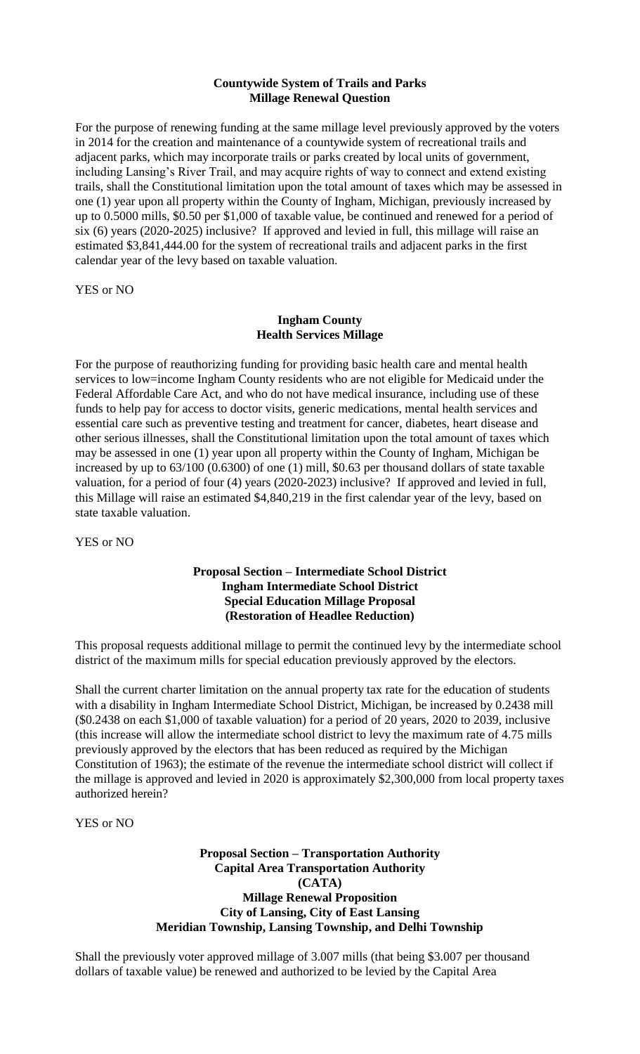**Countywide System of Trails and Parks**
**Millage Renewal Question**

For the purpose of renewing funding at the same millage level previously approved by the voters in 2014 for the creation and maintenance of a countywide system of recreational trails and adjacent parks, which may incorporate trails or parks created by local units of government, including Lansing's River Trail, and may acquire rights of way to connect and extend existing trails, shall the Constitutional limitation upon the total amount of taxes which may be assessed in one (1) year upon all property within the County of Ingham, Michigan, previously increased by up to 0.5000 mills, $0.50 per $1,000 of taxable value, be continued and renewed for a period of six (6) years (2020-2025) inclusive? If approved and levied in full, this millage will raise an estimated $3,841,444.00 for the system of recreational trails and adjacent parks in the first calendar year of the levy based on taxable valuation.

YES or NO

**Ingham County**
**Health Services Millage**

For the purpose of reauthorizing funding for providing basic health care and mental health services to low=income Ingham County residents who are not eligible for Medicaid under the Federal Affordable Care Act, and who do not have medical insurance, including use of these funds to help pay for access to doctor visits, generic medications, mental health services and essential care such as preventive testing and treatment for cancer, diabetes, heart disease and other serious illnesses, shall the Constitutional limitation upon the total amount of taxes which may be assessed in one (1) year upon all property within the County of Ingham, Michigan be increased by up to 63/100 (0.6300) of one (1) mill, $0.63 per thousand dollars of state taxable valuation, for a period of four (4) years (2020-2023) inclusive? If approved and levied in full, this Millage will raise an estimated $4,840,219 in the first calendar year of the levy, based on state taxable valuation.

YES or NO

**Proposal Section – Intermediate School District**
**Ingham Intermediate School District**
**Special Education Millage Proposal**
**(Restoration of Headlee Reduction)**

This proposal requests additional millage to permit the continued levy by the intermediate school district of the maximum mills for special education previously approved by the electors.

Shall the current charter limitation on the annual property tax rate for the education of students with a disability in Ingham Intermediate School District, Michigan, be increased by 0.2438 mill ($0.2438 on each $1,000 of taxable valuation) for a period of 20 years, 2020 to 2039, inclusive (this increase will allow the intermediate school district to levy the maximum rate of 4.75 mills previously approved by the electors that has been reduced as required by the Michigan Constitution of 1963); the estimate of the revenue the intermediate school district will collect if the millage is approved and levied in 2020 is approximately $2,300,000 from local property taxes authorized herein?

YES or NO

**Proposal Section – Transportation Authority**
**Capital Area Transportation Authority**
**(CATA)**
**Millage Renewal Proposition**
**City of Lansing, City of East Lansing**
**Meridian Township, Lansing Township, and Delhi Township**

Shall the previously voter approved millage of 3.007 mills (that being $3.007 per thousand dollars of taxable value) be renewed and authorized to be levied by the Capital Area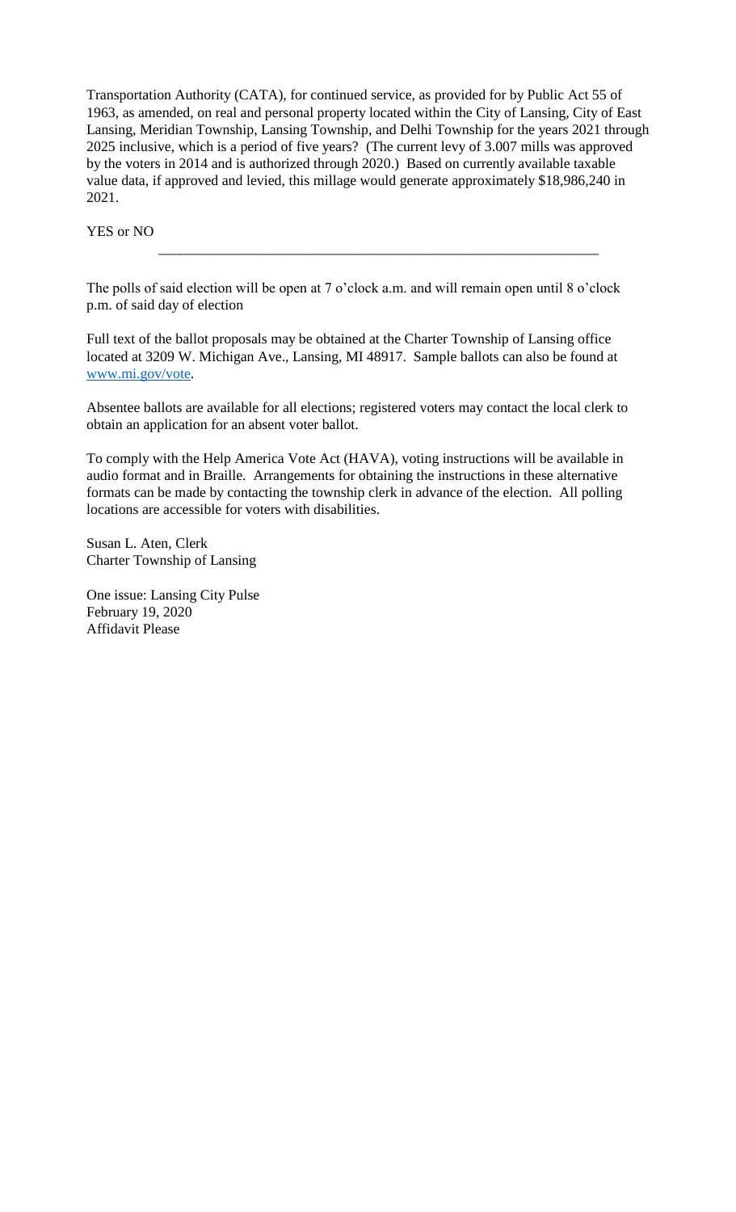Transportation Authority (CATA), for continued service, as provided for by Public Act 55 of 1963, as amended, on real and personal property located within the City of Lansing, City of East Lansing, Meridian Township, Lansing Township, and Delhi Township for the years 2021 through 2025 inclusive, which is a period of five years? (The current levy of 3.007 mills was approved by the voters in 2014 and is authorized through 2020.) Based on currently available taxable value data, if approved and levied, this millage would generate approximately $18,986,240 in 2021.

YES or NO

---

The polls of said election will be open at 7 o'clock a.m. and will remain open until 8 o'clock p.m. of said day of election

Full text of the ballot proposals may be obtained at the Charter Township of Lansing office located at 3209 W. Michigan Ave., Lansing, MI 48917. Sample ballots can also be found at [www.mi.gov/vote](http://www.mi.gov/vote).

Absentee ballots are available for all elections; registered voters may contact the local clerk to obtain an application for an absent voter ballot.

To comply with the Help America Vote Act (HAVA), voting instructions will be available in audio format and in Braille. Arrangements for obtaining the instructions in these alternative formats can be made by contacting the township clerk in advance of the election. All polling locations are accessible for voters with disabilities.

Susan L. Aten, Clerk
Charter Township of Lansing

One issue: Lansing City Pulse
February 19, 2020
Affidavit Please